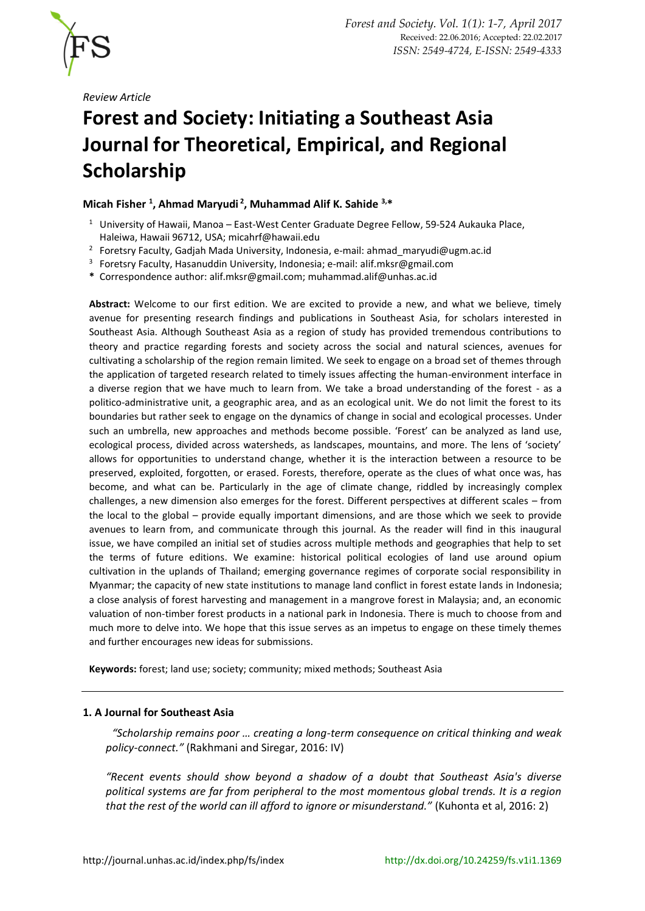*Review Article*

# Forest and Society: Initiating a Southeast Asia Journal for Theoretical, Empirical, and Regional Scholarship

**Micah Fisher [1], Ahmad Maryudi [2], Muhammad Alif K. Sahide [3,*]**

[1] University of Hawaii, Manoa – East-West Center Graduate Degree Fellow, 59-524 Aukauka Place, Haleiwa, Hawaii 96712, USA; micahrf@hawaii.edu
[2] Foretsry Faculty, Gadjah Mada University, Indonesia, e-mail: ahmad_maryudi@ugm.ac.id
[3] Foretsry Faculty, Hasanuddin University, Indonesia; e-mail: alif.mksr@gmail.com
**\*** Correspondence author: alif.mksr@gmail.com; muhammad.alif@unhas.ac.id

**Abstract:** Welcome to our first edition. We are excited to provide a new, and what we believe, timely avenue for presenting research findings and publications in Southeast Asia, for scholars interested in Southeast Asia. Although Southeast Asia as a region of study has provided tremendous contributions to theory and practice regarding forests and society across the social and natural sciences, avenues for cultivating a scholarship of the region remain limited. We seek to engage on a broad set of themes through the application of targeted research related to timely issues affecting the human-environment interface in a diverse region that we have much to learn from. We take a broad understanding of the forest - as a politico-administrative unit, a geographic area, and as an ecological unit. We do not limit the forest to its boundaries but rather seek to engage on the dynamics of change in social and ecological processes. Under such an umbrella, new approaches and methods become possible. 'Forest' can be analyzed as land use, ecological process, divided across watersheds, as landscapes, mountains, and more. The lens of 'society' allows for opportunities to understand change, whether it is the interaction between a resource to be preserved, exploited, forgotten, or erased. Forests, therefore, operate as the clues of what once was, has become, and what can be. Particularly in the age of climate change, riddled by increasingly complex challenges, a new dimension also emerges for the forest. Different perspectives at different scales – from the local to the global – provide equally important dimensions, and are those which we seek to provide avenues to learn from, and communicate through this journal. As the reader will find in this inaugural issue, we have compiled an initial set of studies across multiple methods and geographies that help to set the terms of future editions. We examine: historical political ecologies of land use around opium cultivation in the uplands of Thailand; emerging governance regimes of corporate social responsibility in Myanmar; the capacity of new state institutions to manage land conflict in forest estate lands in Indonesia; a close analysis of forest harvesting and management in a mangrove forest in Malaysia; and, an economic valuation of non-timber forest products in a national park in Indonesia. There is much to choose from and much more to delve into. We hope that this issue serves as an impetus to engage on these timely themes and further encourages new ideas for submissions.

**Keywords:** forest; land use; society; community; mixed methods; Southeast Asia

---

## 1. A Journal for Southeast Asia

> *"Scholarship remains poor … creating a long-term consequence on critical thinking and weak policy-connect."* (Rakhmani and Siregar, 2016: IV)

> *"Recent events should show beyond a shadow of a doubt that Southeast Asia's diverse political systems are far from peripheral to the most momentous global trends. It is a region that the rest of the world can ill afford to ignore or misunderstand."* (Kuhonta et al, 2016: 2)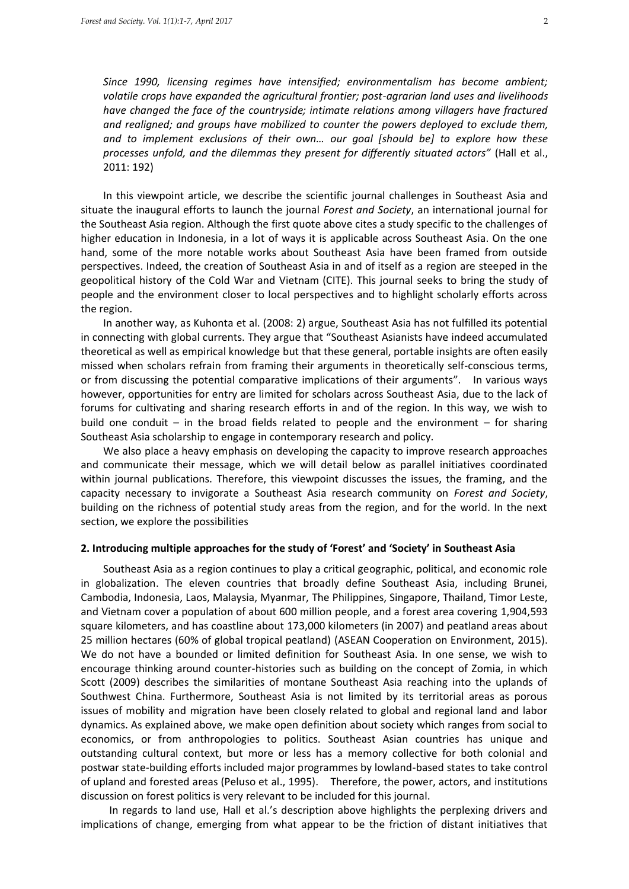*Since 1990, licensing regimes have intensified; environmentalism has become ambient; volatile crops have expanded the agricultural frontier; post-agrarian land uses and livelihoods have changed the face of the countryside; intimate relations among villagers have fractured and realigned; and groups have mobilized to counter the powers deployed to exclude them, and to implement exclusions of their own… our goal [should be] to explore how these processes unfold, and the dilemmas they present for differently situated actors"* (Hall et al., 2011: 192)

In this viewpoint article, we describe the scientific journal challenges in Southeast Asia and situate the inaugural efforts to launch the journal *Forest and Society*, an international journal for the Southeast Asia region. Although the first quote above cites a study specific to the challenges of higher education in Indonesia, in a lot of ways it is applicable across Southeast Asia. On the one hand, some of the more notable works about Southeast Asia have been framed from outside perspectives. Indeed, the creation of Southeast Asia in and of itself as a region are steeped in the geopolitical history of the Cold War and Vietnam (CITE). This journal seeks to bring the study of people and the environment closer to local perspectives and to highlight scholarly efforts across the region.

In another way, as Kuhonta et al. (2008: 2) argue, Southeast Asia has not fulfilled its potential in connecting with global currents. They argue that "Southeast Asianists have indeed accumulated theoretical as well as empirical knowledge but that these general, portable insights are often easily missed when scholars refrain from framing their arguments in theoretically self-conscious terms, or from discussing the potential comparative implications of their arguments". In various ways however, opportunities for entry are limited for scholars across Southeast Asia, due to the lack of forums for cultivating and sharing research efforts in and of the region. In this way, we wish to build one conduit – in the broad fields related to people and the environment – for sharing Southeast Asia scholarship to engage in contemporary research and policy.

We also place a heavy emphasis on developing the capacity to improve research approaches and communicate their message, which we will detail below as parallel initiatives coordinated within journal publications. Therefore, this viewpoint discusses the issues, the framing, and the capacity necessary to invigorate a Southeast Asia research community on *Forest and Society*, building on the richness of potential study areas from the region, and for the world. In the next section, we explore the possibilities

## 2. Introducing multiple approaches for the study of 'Forest' and 'Society' in Southeast Asia

Southeast Asia as a region continues to play a critical geographic, political, and economic role in globalization. The eleven countries that broadly define Southeast Asia, including Brunei, Cambodia, Indonesia, Laos, Malaysia, Myanmar, The Philippines, Singapore, Thailand, Timor Leste, and Vietnam cover a population of about 600 million people, and a forest area covering 1,904,593 square kilometers, and has coastline about 173,000 kilometers (in 2007) and peatland areas about 25 million hectares (60% of global tropical peatland) (ASEAN Cooperation on Environment, 2015). We do not have a bounded or limited definition for Southeast Asia. In one sense, we wish to encourage thinking around counter-histories such as building on the concept of Zomia, in which Scott (2009) describes the similarities of montane Southeast Asia reaching into the uplands of Southwest China. Furthermore, Southeast Asia is not limited by its territorial areas as porous issues of mobility and migration have been closely related to global and regional land and labor dynamics. As explained above, we make open definition about society which ranges from social to economics, or from anthropologies to politics. Southeast Asian countries has unique and outstanding cultural context, but more or less has a memory collective for both colonial and postwar state-building efforts included major programmes by lowland-based states to take control of upland and forested areas (Peluso et al., 1995). Therefore, the power, actors, and institutions discussion on forest politics is very relevant to be included for this journal.

In regards to land use, Hall et al.'s description above highlights the perplexing drivers and implications of change, emerging from what appear to be the friction of distant initiatives that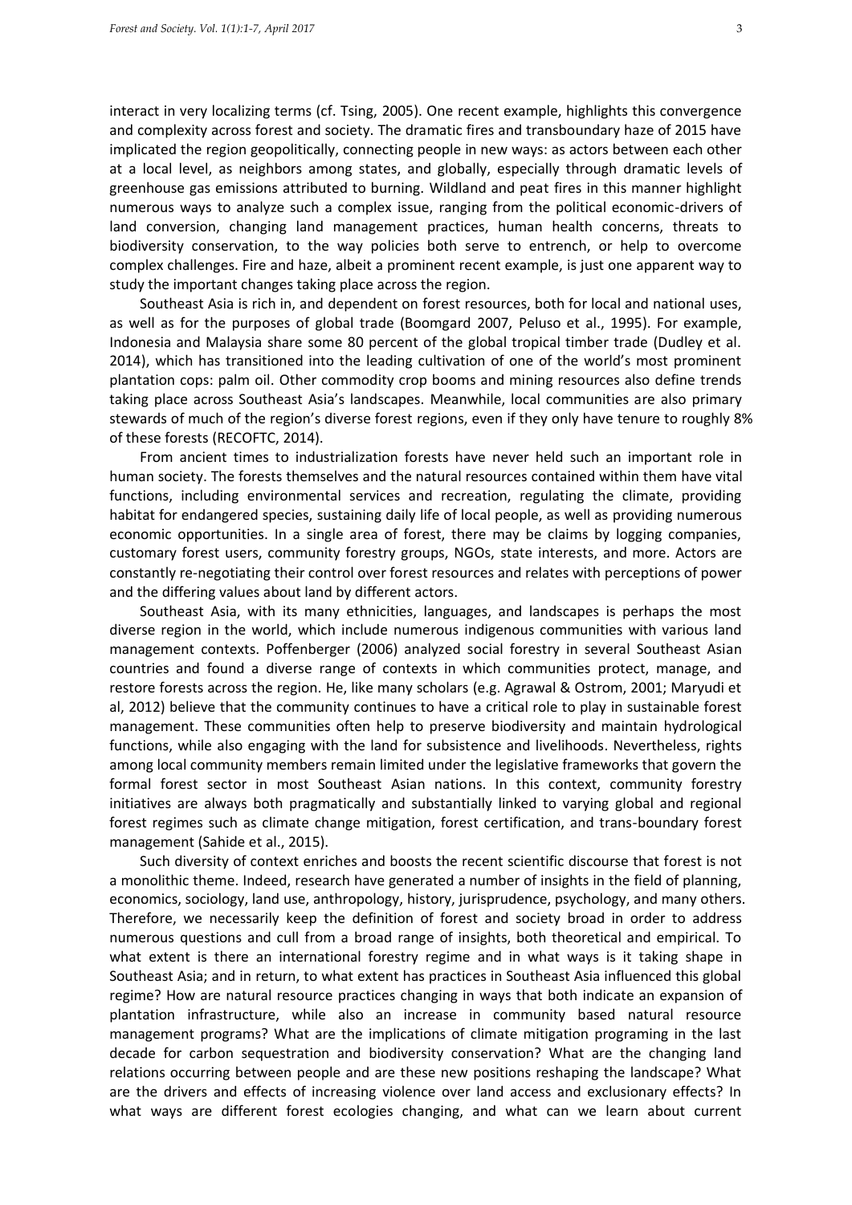interact in very localizing terms (cf. Tsing, 2005). One recent example, highlights this convergence and complexity across forest and society. The dramatic fires and transboundary haze of 2015 have implicated the region geopolitically, connecting people in new ways: as actors between each other at a local level, as neighbors among states, and globally, especially through dramatic levels of greenhouse gas emissions attributed to burning. Wildland and peat fires in this manner highlight numerous ways to analyze such a complex issue, ranging from the political economic-drivers of land conversion, changing land management practices, human health concerns, threats to biodiversity conservation, to the way policies both serve to entrench, or help to overcome complex challenges. Fire and haze, albeit a prominent recent example, is just one apparent way to study the important changes taking place across the region.

Southeast Asia is rich in, and dependent on forest resources, both for local and national uses, as well as for the purposes of global trade (Boomgard 2007, Peluso et al., 1995). For example, Indonesia and Malaysia share some 80 percent of the global tropical timber trade (Dudley et al. 2014), which has transitioned into the leading cultivation of one of the world's most prominent plantation cops: palm oil. Other commodity crop booms and mining resources also define trends taking place across Southeast Asia's landscapes. Meanwhile, local communities are also primary stewards of much of the region's diverse forest regions, even if they only have tenure to roughly 8% of these forests (RECOFTC, 2014).

From ancient times to industrialization forests have never held such an important role in human society. The forests themselves and the natural resources contained within them have vital functions, including environmental services and recreation, regulating the climate, providing habitat for endangered species, sustaining daily life of local people, as well as providing numerous economic opportunities. In a single area of forest, there may be claims by logging companies, customary forest users, community forestry groups, NGOs, state interests, and more. Actors are constantly re-negotiating their control over forest resources and relates with perceptions of power and the differing values about land by different actors.

Southeast Asia, with its many ethnicities, languages, and landscapes is perhaps the most diverse region in the world, which include numerous indigenous communities with various land management contexts. Poffenberger (2006) analyzed social forestry in several Southeast Asian countries and found a diverse range of contexts in which communities protect, manage, and restore forests across the region. He, like many scholars (e.g. Agrawal & Ostrom, 2001; Maryudi et al, 2012) believe that the community continues to have a critical role to play in sustainable forest management. These communities often help to preserve biodiversity and maintain hydrological functions, while also engaging with the land for subsistence and livelihoods. Nevertheless, rights among local community members remain limited under the legislative frameworks that govern the formal forest sector in most Southeast Asian nations. In this context, community forestry initiatives are always both pragmatically and substantially linked to varying global and regional forest regimes such as climate change mitigation, forest certification, and trans-boundary forest management (Sahide et al., 2015).

Such diversity of context enriches and boosts the recent scientific discourse that forest is not a monolithic theme. Indeed, research have generated a number of insights in the field of planning, economics, sociology, land use, anthropology, history, jurisprudence, psychology, and many others. Therefore, we necessarily keep the definition of forest and society broad in order to address numerous questions and cull from a broad range of insights, both theoretical and empirical. To what extent is there an international forestry regime and in what ways is it taking shape in Southeast Asia; and in return, to what extent has practices in Southeast Asia influenced this global regime? How are natural resource practices changing in ways that both indicate an expansion of plantation infrastructure, while also an increase in community based natural resource management programs? What are the implications of climate mitigation programing in the last decade for carbon sequestration and biodiversity conservation? What are the changing land relations occurring between people and are these new positions reshaping the landscape? What are the drivers and effects of increasing violence over land access and exclusionary effects? In what ways are different forest ecologies changing, and what can we learn about current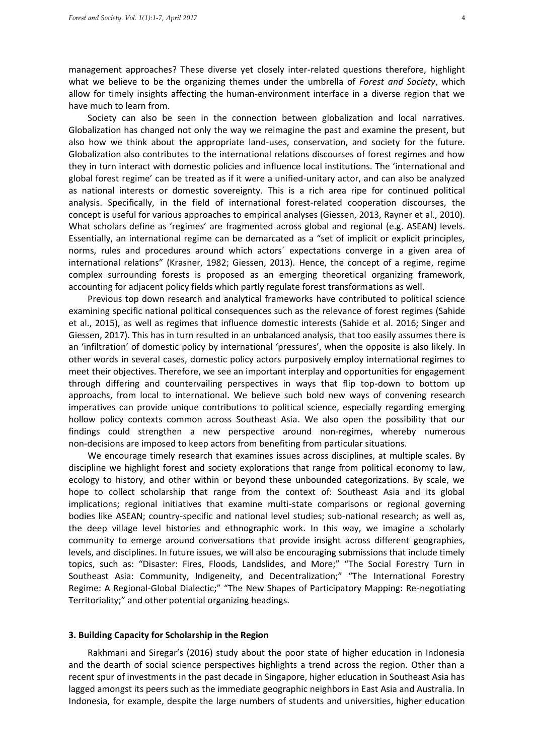management approaches? These diverse yet closely inter-related questions therefore, highlight what we believe to be the organizing themes under the umbrella of *Forest and Society*, which allow for timely insights affecting the human-environment interface in a diverse region that we have much to learn from.

Society can also be seen in the connection between globalization and local narratives. Globalization has changed not only the way we reimagine the past and examine the present, but also how we think about the appropriate land-uses, conservation, and society for the future. Globalization also contributes to the international relations discourses of forest regimes and how they in turn interact with domestic policies and influence local institutions. The 'international and global forest regime' can be treated as if it were a unified-unitary actor, and can also be analyzed as national interests or domestic sovereignty. This is a rich area ripe for continued political analysis. Specifically, in the field of international forest-related cooperation discourses, the concept is useful for various approaches to empirical analyses (Giessen, 2013, Rayner et al., 2010). What scholars define as 'regimes' are fragmented across global and regional (e.g. ASEAN) levels. Essentially, an international regime can be demarcated as a "set of implicit or explicit principles, norms, rules and procedures around which actors´ expectations converge in a given area of international relations" (Krasner, 1982; Giessen, 2013). Hence, the concept of a regime, regime complex surrounding forests is proposed as an emerging theoretical organizing framework, accounting for adjacent policy fields which partly regulate forest transformations as well.

Previous top down research and analytical frameworks have contributed to political science examining specific national political consequences such as the relevance of forest regimes (Sahide et al., 2015), as well as regimes that influence domestic interests (Sahide et al. 2016; Singer and Giessen, 2017). This has in turn resulted in an unbalanced analysis, that too easily assumes there is an 'infiltration' of domestic policy by international 'pressures', when the opposite is also likely. In other words in several cases, domestic policy actors purposively employ international regimes to meet their objectives. Therefore, we see an important interplay and opportunities for engagement through differing and countervailing perspectives in ways that flip top-down to bottom up approachs, from local to international. We believe such bold new ways of convening research imperatives can provide unique contributions to political science, especially regarding emerging hollow policy contexts common across Southeast Asia. We also open the possibility that our findings could strengthen a new perspective around non-regimes, whereby numerous non-decisions are imposed to keep actors from benefiting from particular situations.

We encourage timely research that examines issues across disciplines, at multiple scales. By discipline we highlight forest and society explorations that range from political economy to law, ecology to history, and other within or beyond these unbounded categorizations. By scale, we hope to collect scholarship that range from the context of: Southeast Asia and its global implications; regional initiatives that examine multi-state comparisons or regional governing bodies like ASEAN; country-specific and national level studies; sub-national research; as well as, the deep village level histories and ethnographic work. In this way, we imagine a scholarly community to emerge around conversations that provide insight across different geographies, levels, and disciplines. In future issues, we will also be encouraging submissions that include timely topics, such as: "Disaster: Fires, Floods, Landslides, and More;" "The Social Forestry Turn in Southeast Asia: Community, Indigeneity, and Decentralization;" "The International Forestry Regime: A Regional-Global Dialectic;" "The New Shapes of Participatory Mapping: Re-negotiating Territoriality;" and other potential organizing headings.

### 3. Building Capacity for Scholarship in the Region

Rakhmani and Siregar's (2016) study about the poor state of higher education in Indonesia and the dearth of social science perspectives highlights a trend across the region. Other than a recent spur of investments in the past decade in Singapore, higher education in Southeast Asia has lagged amongst its peers such as the immediate geographic neighbors in East Asia and Australia. In Indonesia, for example, despite the large numbers of students and universities, higher education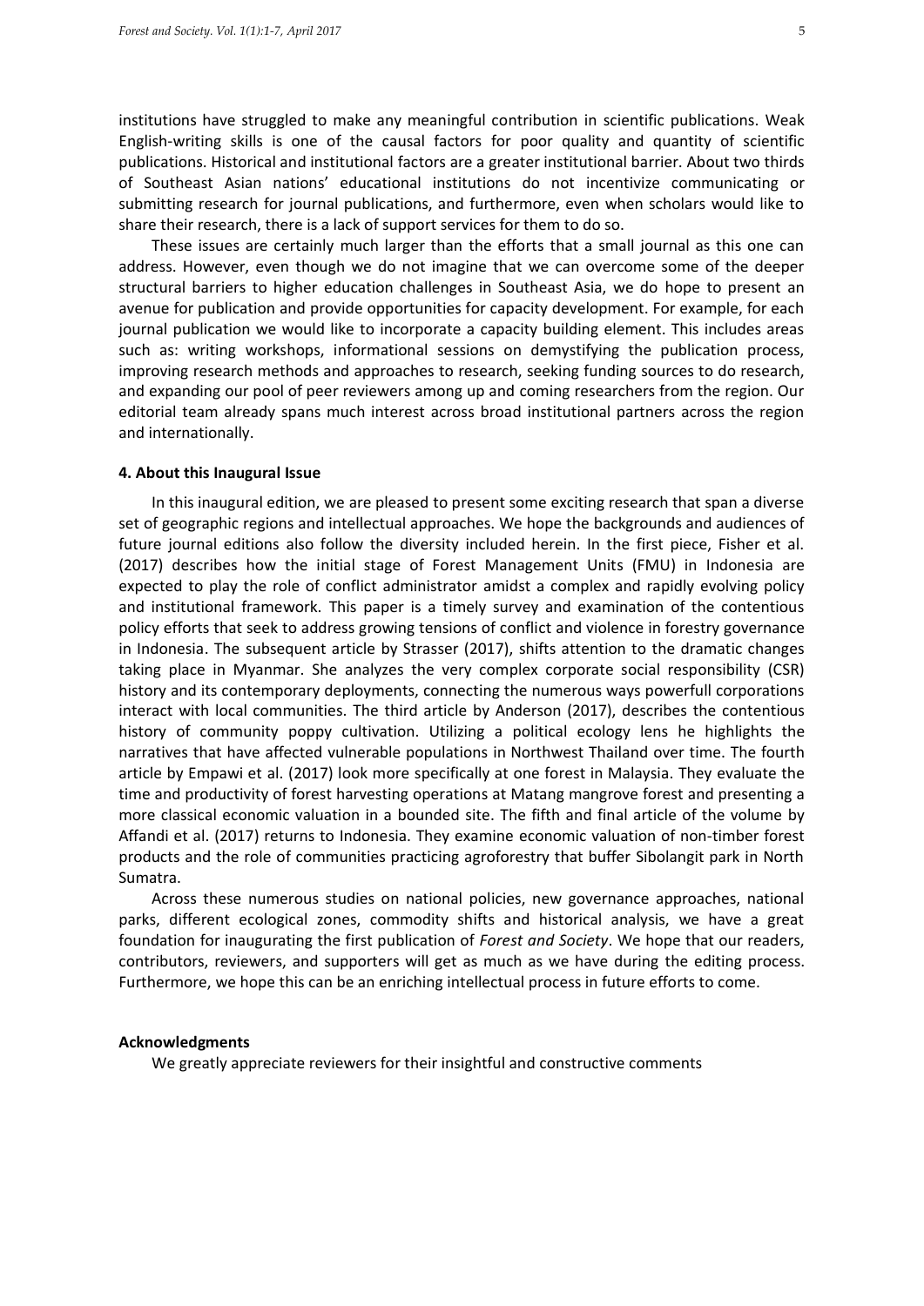institutions have struggled to make any meaningful contribution in scientific publications. Weak English-writing skills is one of the causal factors for poor quality and quantity of scientific publications. Historical and institutional factors are a greater institutional barrier. About two thirds of Southeast Asian nations' educational institutions do not incentivize communicating or submitting research for journal publications, and furthermore, even when scholars would like to share their research, there is a lack of support services for them to do so.

These issues are certainly much larger than the efforts that a small journal as this one can address. However, even though we do not imagine that we can overcome some of the deeper structural barriers to higher education challenges in Southeast Asia, we do hope to present an avenue for publication and provide opportunities for capacity development. For example, for each journal publication we would like to incorporate a capacity building element. This includes areas such as: writing workshops, informational sessions on demystifying the publication process, improving research methods and approaches to research, seeking funding sources to do research, and expanding our pool of peer reviewers among up and coming researchers from the region. Our editorial team already spans much interest across broad institutional partners across the region and internationally.

### 4. About this Inaugural Issue

In this inaugural edition, we are pleased to present some exciting research that span a diverse set of geographic regions and intellectual approaches. We hope the backgrounds and audiences of future journal editions also follow the diversity included herein. In the first piece, Fisher et al. (2017) describes how the initial stage of Forest Management Units (FMU) in Indonesia are expected to play the role of conflict administrator amidst a complex and rapidly evolving policy and institutional framework. This paper is a timely survey and examination of the contentious policy efforts that seek to address growing tensions of conflict and violence in forestry governance in Indonesia. The subsequent article by Strasser (2017), shifts attention to the dramatic changes taking place in Myanmar. She analyzes the very complex corporate social responsibility (CSR) history and its contemporary deployments, connecting the numerous ways powerfull corporations interact with local communities. The third article by Anderson (2017), describes the contentious history of community poppy cultivation. Utilizing a political ecology lens he highlights the narratives that have affected vulnerable populations in Northwest Thailand over time. The fourth article by Empawi et al. (2017) look more specifically at one forest in Malaysia. They evaluate the time and productivity of forest harvesting operations at Matang mangrove forest and presenting a more classical economic valuation in a bounded site. The fifth and final article of the volume by Affandi et al. (2017) returns to Indonesia. They examine economic valuation of non-timber forest products and the role of communities practicing agroforestry that buffer Sibolangit park in North Sumatra.

Across these numerous studies on national policies, new governance approaches, national parks, different ecological zones, commodity shifts and historical analysis, we have a great foundation for inaugurating the first publication of *Forest and Society*. We hope that our readers, contributors, reviewers, and supporters will get as much as we have during the editing process. Furthermore, we hope this can be an enriching intellectual process in future efforts to come.

### Acknowledgments

We greatly appreciate reviewers for their insightful and constructive comments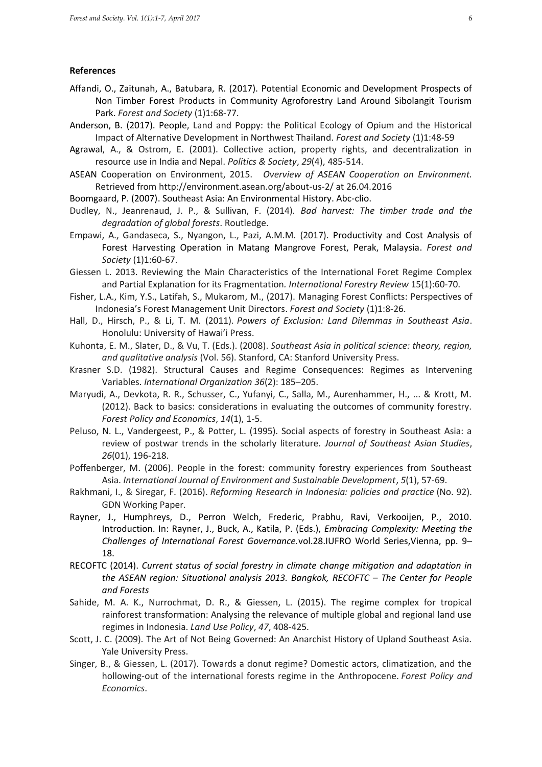## References

Affandi, O., Zaitunah, A., Batubara, R. (2017). Potential Economic and Development Prospects of Non Timber Forest Products in Community Agroforestry Land Around Sibolangit Tourism Park. *Forest and Society* (1)1:68-77.

Anderson, B. (2017). People, Land and Poppy: the Political Ecology of Opium and the Historical Impact of Alternative Development in Northwest Thailand. *Forest and Society* (1)1:48-59

Agrawal, A., & Ostrom, E. (2001). Collective action, property rights, and decentralization in resource use in India and Nepal. *Politics & Society*, *29*(4), 485-514.

ASEAN Cooperation on Environment, 2015. *Overview of ASEAN Cooperation on Environment.* Retrieved from http://environment.asean.org/about-us-2/ at 26.04.2016

Boomgaard, P. (2007). Southeast Asia: An Environmental History. Abc-clio.

Dudley, N., Jeanrenaud, J. P., & Sullivan, F. (2014). *Bad harvest: The timber trade and the degradation of global forests*. Routledge.

Empawi, A., Gandaseca, S., Nyangon, L., Pazi, A.M.M. (2017). Productivity and Cost Analysis of Forest Harvesting Operation in Matang Mangrove Forest, Perak, Malaysia. *Forest and Society* (1)1:60-67.

Giessen L. 2013. Reviewing the Main Characteristics of the International Foret Regime Complex and Partial Explanation for its Fragmentation. *International Forestry Review* 15(1):60-70.

Fisher, L.A., Kim, Y.S., Latifah, S., Mukarom, M., (2017). Managing Forest Conflicts: Perspectives of Indonesia's Forest Management Unit Directors. *Forest and Society* (1)1:8-26.

Hall, D., Hirsch, P., & Li, T. M. (2011). *Powers of Exclusion: Land Dilemmas in Southeast Asia*. Honolulu: University of Hawai'i Press.

Kuhonta, E. M., Slater, D., & Vu, T. (Eds.). (2008). *Southeast Asia in political science: theory, region, and qualitative analysis* (Vol. 56). Stanford, CA: Stanford University Press.

Krasner S.D. (1982). Structural Causes and Regime Consequences: Regimes as Intervening Variables. *International Organization 36*(2): 185–205.

Maryudi, A., Devkota, R. R., Schusser, C., Yufanyi, C., Salla, M., Aurenhammer, H., ... & Krott, M. (2012). Back to basics: considerations in evaluating the outcomes of community forestry. *Forest Policy and Economics*, *14*(1), 1-5.

Peluso, N. L., Vandergeest, P., & Potter, L. (1995). Social aspects of forestry in Southeast Asia: a review of postwar trends in the scholarly literature. *Journal of Southeast Asian Studies*, *26*(01), 196-218.

Poffenberger, M. (2006). People in the forest: community forestry experiences from Southeast Asia. *International Journal of Environment and Sustainable Development*, *5*(1), 57-69.

Rakhmani, I., & Siregar, F. (2016). *Reforming Research in Indonesia: policies and practice* (No. 92). GDN Working Paper.

Rayner, J., Humphreys, D., Perron Welch, Frederic, Prabhu, Ravi, Verkooijen, P., 2010. Introduction. In: Rayner, J., Buck, A., Katila, P. (Eds.), *Embracing Complexity: Meeting the Challenges of International Forest Governance.*vol.28.IUFRO World Series,Vienna, pp. 9–18.

RECOFTC (2014). *Current status of social forestry in climate change mitigation and adaptation in the ASEAN region: Situational analysis 2013. Bangkok, RECOFTC – The Center for People and Forests*

Sahide, M. A. K., Nurrochmat, D. R., & Giessen, L. (2015). The regime complex for tropical rainforest transformation: Analysing the relevance of multiple global and regional land use regimes in Indonesia. *Land Use Policy*, *47*, 408-425.

Scott, J. C. (2009). The Art of Not Being Governed: An Anarchist History of Upland Southeast Asia. Yale University Press.

Singer, B., & Giessen, L. (2017). Towards a donut regime? Domestic actors, climatization, and the hollowing-out of the international forests regime in the Anthropocene. *Forest Policy and Economics*.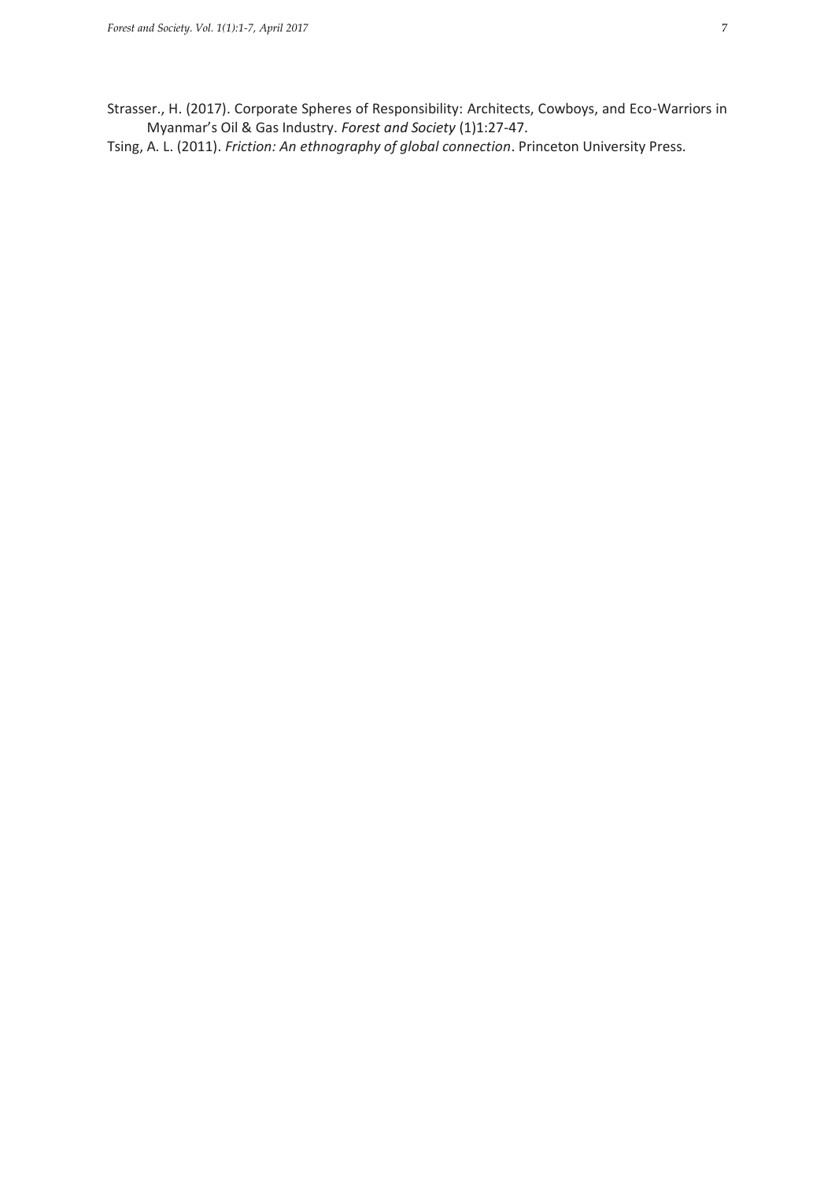Strasser., H. (2017). Corporate Spheres of Responsibility: Architects, Cowboys, and Eco-Warriors in Myanmar's Oil & Gas Industry. *Forest and Society* (1)1:27-47.

Tsing, A. L. (2011). *Friction: An ethnography of global connection*. Princeton University Press.